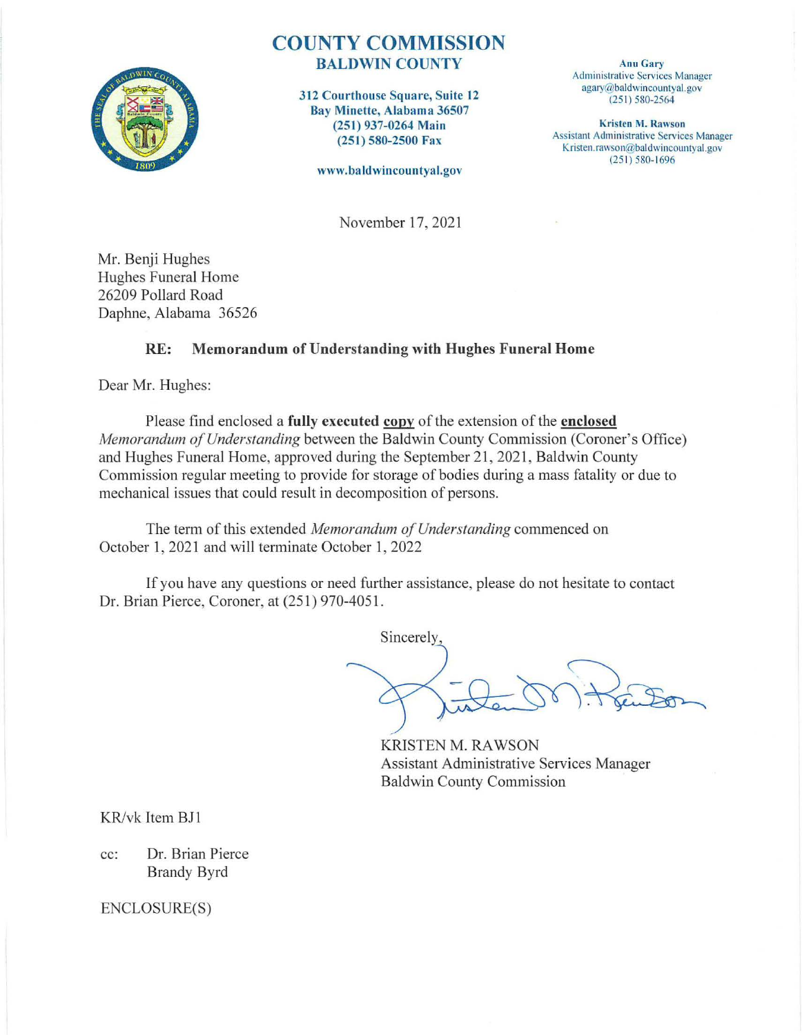# COUNTY COMMISSION
## BALDWIN COUNTY

**312 Courthouse Square, Suite 12**
**Bay Minette, Alabama 36507**
**(251) 937-0264 Main**
**(251) 580-2500 Fax**

**www.baldwincountyal.gov**

**Anu Gary**
Administrative Services Manager
agary@baldwincountyal.gov
(251) 580-2564

**Kristen M. Rawson**
Assistant Administrative Services Manager
Kristen.rawson@baldwincountyal.gov
(251) 580-1696

November 17, 2021

Mr. Benji Hughes
Hughes Funeral Home
26209 Pollard Road
Daphne, Alabama 36526

**RE: Memorandum of Understanding with Hughes Funeral Home**

Dear Mr. Hughes:

Please find enclosed a **fully executed** **copy** of the extension of the **enclosed** *Memorandum of Understanding* between the Baldwin County Commission (Coroner's Office) and Hughes Funeral Home, approved during the September 21, 2021, Baldwin County Commission regular meeting to provide for storage of bodies during a mass fatality or due to mechanical issues that could result in decomposition of persons.

The term of this extended *Memorandum of Understanding* commenced on October 1, 2021 and will terminate October 1, 2022

If you have any questions or need further assistance, please do not hesitate to contact Dr. Brian Pierce, Coroner, at (251) 970-4051.

Sincerely,

KRISTEN M. RAWSON
Assistant Administrative Services Manager
Baldwin County Commission

KR/vk Item BJ1

cc: Dr. Brian Pierce
Brandy Byrd

ENCLOSURE(S)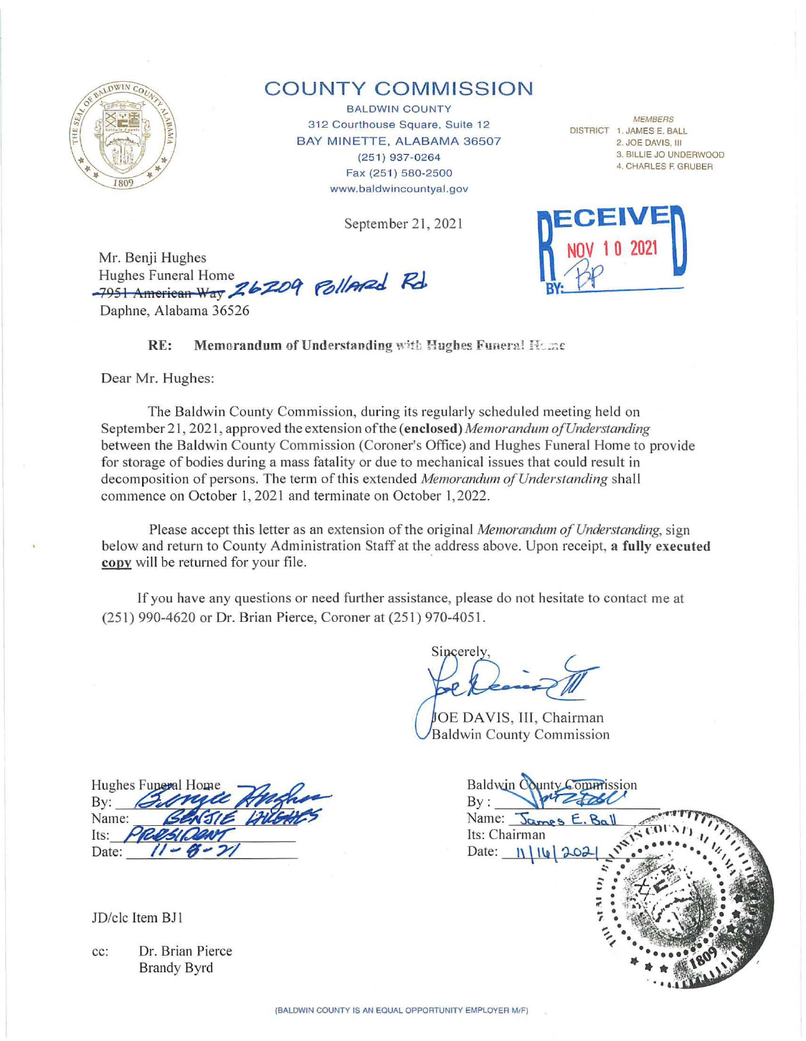# COUNTY COMMISSION

BALDWIN COUNTY
312 Courthouse Square, Suite 12
BAY MINETTE, ALABAMA 36507
(251) 937-0264
Fax (251) 580-2500
www.baldwincountyal.gov

*MEMBERS*
DISTRICT 1. JAMES E. BALL
2. JOE DAVIS, III
3. BILLIE JO UNDERWOOD
4. CHARLES F. GRUBER

RECEIVED
NOV 10 2021
BY: BP

September 21, 2021

Mr. Benji Hughes
Hughes Funeral Home
~~7951 American Way~~ 26209 Pollard Rd.
Daphne, Alabama 36526

**RE: Memorandum of Understanding with Hughes Funeral Home**

Dear Mr. Hughes:

The Baldwin County Commission, during its regularly scheduled meeting held on September 21, 2021, approved the extension of the **(enclosed)** *Memorandum of Understanding* between the Baldwin County Commission (Coroner's Office) and Hughes Funeral Home to provide for storage of bodies during a mass fatality or due to mechanical issues that could result in decomposition of persons. The term of this extended *Memorandum of Understanding* shall commence on October 1, 2021 and terminate on October 1, 2022.

Please accept this letter as an extension of the original *Memorandum of Understanding*, sign below and return to County Administration Staff at the address above. Upon receipt, **a fully executed copy** will be returned for your file.

If you have any questions or need further assistance, please do not hesitate to contact me at (251) 990-4620 or Dr. Brian Pierce, Coroner at (251) 970-4051.

Sincerely,

JOE DAVIS, III, Chairman
Baldwin County Commission

Hughes Funeral Home
By: [signature]
Name: BENJIE HUGHES
Its: PRESIDENT
Date: 11-8-21

Baldwin County Commission
By: [signature]
Name: James E. Ball
Its: Chairman
Date: 11/16/2021

JD/clc Item BJ1

cc: Dr. Brian Pierce
Brandy Byrd

(BALDWIN COUNTY IS AN EQUAL OPPORTUNITY EMPLOYER M/F)